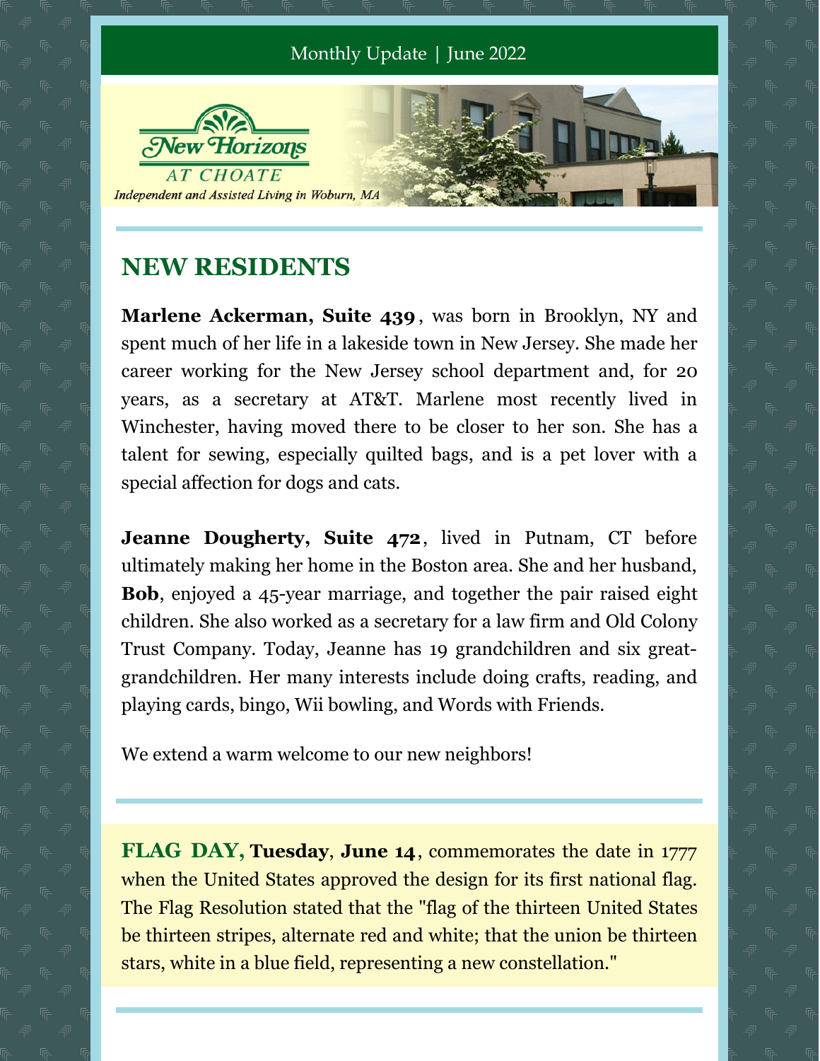Monthly Update | June 2022

New Horizons AT CHOATE

*Independent and Assisted Living in Woburn, MA*

## NEW RESIDENTS

**Marlene Ackerman, Suite 439**, was born in Brooklyn, NY and spent much of her life in a lakeside town in New Jersey. She made her career working for the New Jersey school department and, for 20 years, as a secretary at AT&T. Marlene most recently lived in Winchester, having moved there to be closer to her son. She has a talent for sewing, especially quilted bags, and is a pet lover with a special affection for dogs and cats.

**Jeanne Dougherty, Suite 472**, lived in Putnam, CT before ultimately making her home in the Boston area. She and her husband, **Bob**, enjoyed a 45-year marriage, and together the pair raised eight children. She also worked as a secretary for a law firm and Old Colony Trust Company. Today, Jeanne has 19 grandchildren and six great-grandchildren. Her many interests include doing crafts, reading, and playing cards, bingo, Wii bowling, and Words with Friends.

We extend a warm welcome to our new neighbors!

**FLAG DAY, Tuesday**, **June 14**, commemorates the date in 1777 when the United States approved the design for its first national flag. The Flag Resolution stated that the "flag of the thirteen United States be thirteen stripes, alternate red and white; that the union be thirteen stars, white in a blue field, representing a new constellation."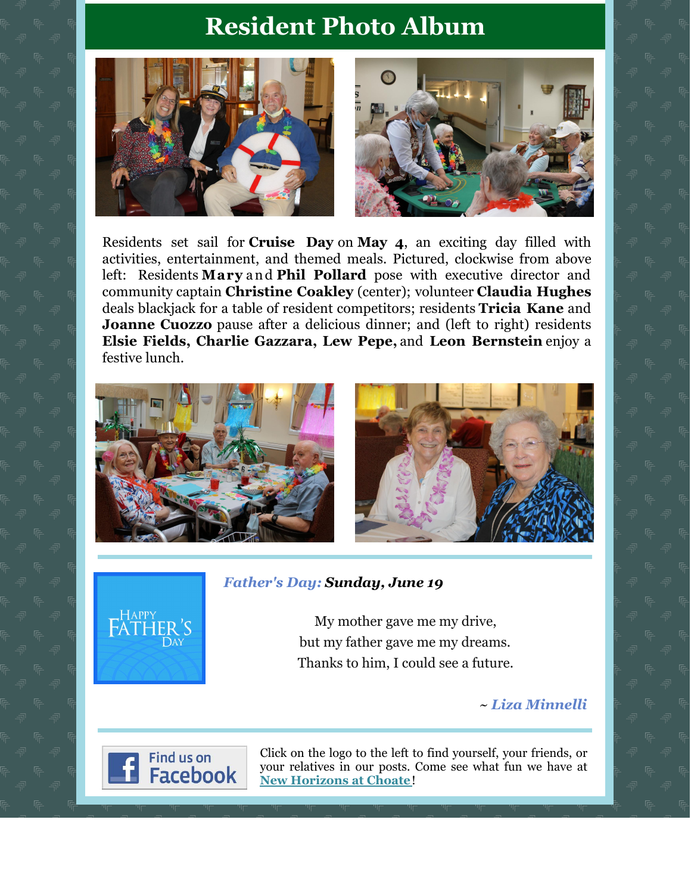# Resident Photo Album

Residents set sail for **Cruise Day** on **May 4**, an exciting day filled with activities, entertainment, and themed meals. Pictured, clockwise from above left: Residents **Mary** and **Phil Pollard** pose with executive director and community captain **Christine Coakley** (center); volunteer **Claudia Hughes** deals blackjack for a table of resident competitors; residents **Tricia Kane** and **Joanne Cuozzo** pause after a delicious dinner; and (left to right) residents **Elsie Fields, Charlie Gazzara, Lew Pepe,** and **Leon Bernstein** enjoy a festive lunch.

---

HAPPY FATHER'S DAY

***Father's Day:* Sunday, June 19**

My mother gave me my drive,
but my father gave me my dreams.
Thanks to him, I could see a future.

~ ***Liza Minnelli***

---

Find us on Facebook

Click on the logo to the left to find yourself, your friends, or your relatives in our posts. Come see what fun we have at **New Horizons at Choate**!